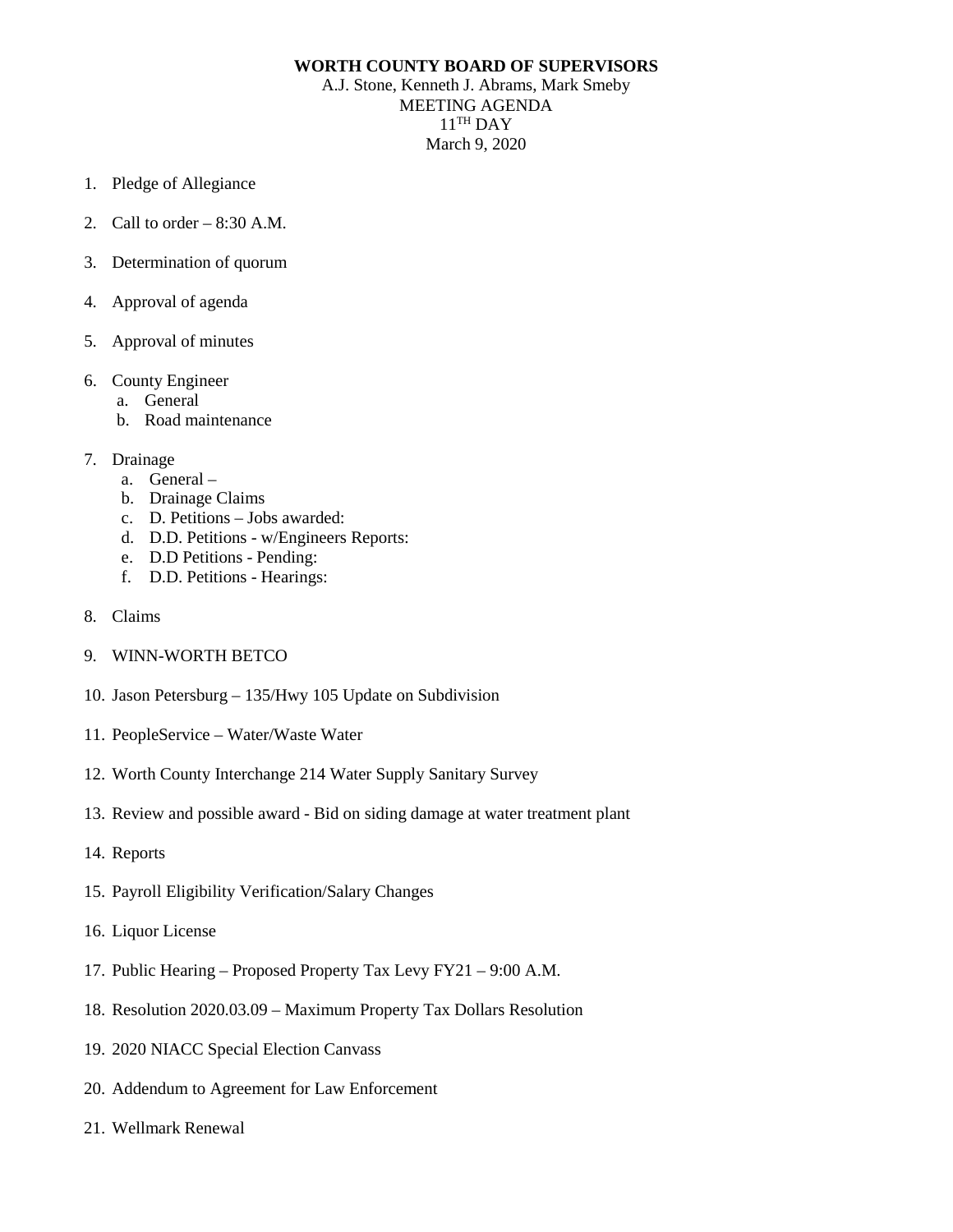**WORTH COUNTY BOARD OF SUPERVISORS**

A.J. Stone, Kenneth J. Abrams, Mark Smeby

MEETING AGENDA

11TH DAY

March 9, 2020

1. Pledge of Allegiance
2. Call to order – 8:30 A.M.
3. Determination of quorum
4. Approval of agenda
5. Approval of minutes
6. County Engineer
   a. General
   b. Road maintenance
7. Drainage
   a. General –
   b. Drainage Claims
   c. D. Petitions – Jobs awarded:
   d. D.D. Petitions - w/Engineers Reports:
   e. D.D Petitions - Pending:
   f. D.D. Petitions - Hearings:
8. Claims
9. WINN-WORTH BETCO
10. Jason Petersburg – 135/Hwy 105 Update on Subdivision
11. PeopleService – Water/Waste Water
12. Worth County Interchange 214 Water Supply Sanitary Survey
13. Review and possible award - Bid on siding damage at water treatment plant
14. Reports
15. Payroll Eligibility Verification/Salary Changes
16. Liquor License
17. Public Hearing – Proposed Property Tax Levy FY21 – 9:00 A.M.
18. Resolution 2020.03.09 – Maximum Property Tax Dollars Resolution
19. 2020 NIACC Special Election Canvass
20. Addendum to Agreement for Law Enforcement
21. Wellmark Renewal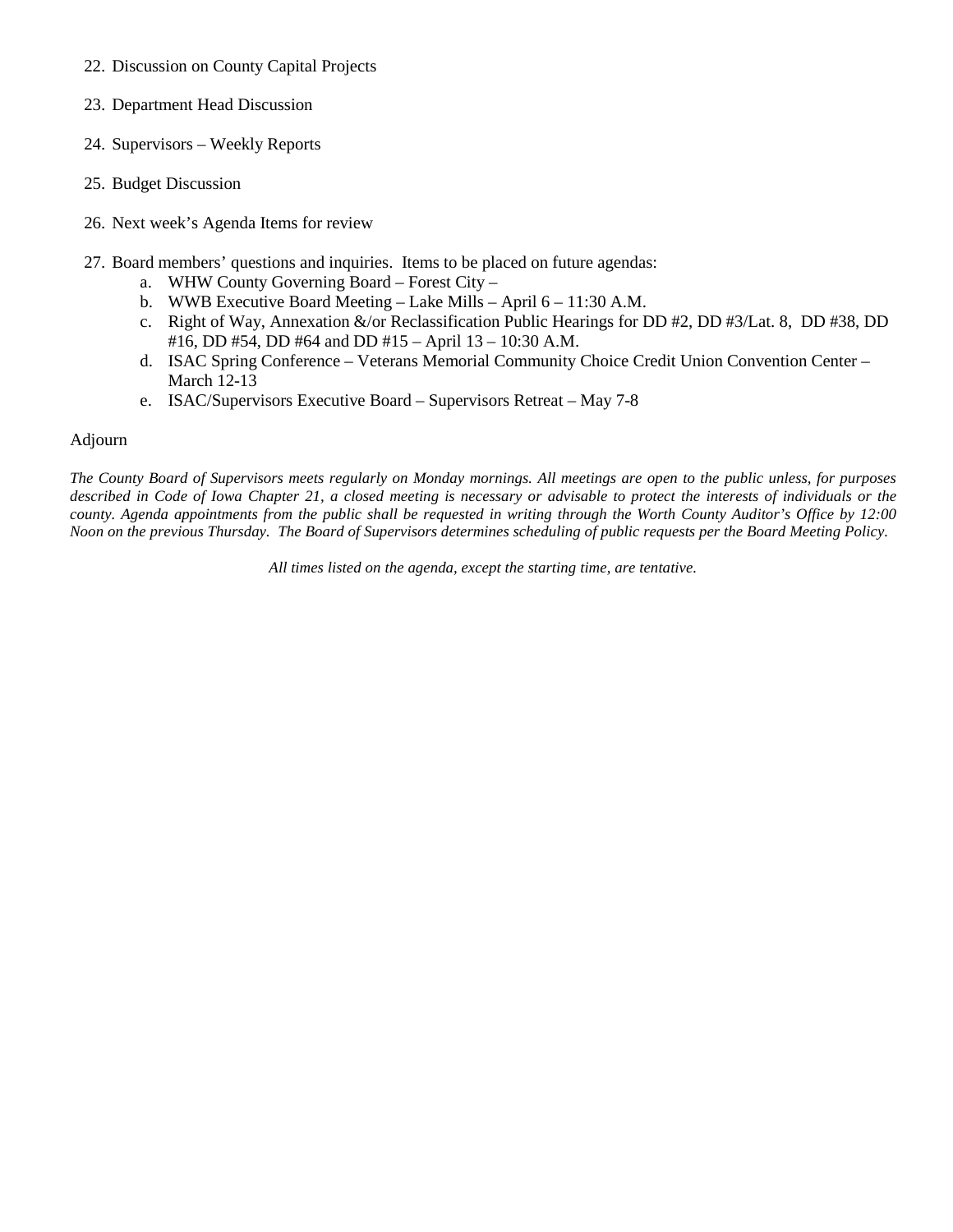22. Discussion on County Capital Projects

23. Department Head Discussion

24. Supervisors – Weekly Reports

25. Budget Discussion

26. Next week's Agenda Items for review

27. Board members' questions and inquiries. Items to be placed on future agendas:
    a. WHW County Governing Board – Forest City –
    b. WWB Executive Board Meeting – Lake Mills – April 6 – 11:30 A.M.
    c. Right of Way, Annexation &/or Reclassification Public Hearings for DD #2, DD #3/Lat. 8, DD #38, DD #16, DD #54, DD #64 and DD #15 – April 13 – 10:30 A.M.
    d. ISAC Spring Conference – Veterans Memorial Community Choice Credit Union Convention Center – March 12-13
    e. ISAC/Supervisors Executive Board – Supervisors Retreat – May 7-8

Adjourn

*The County Board of Supervisors meets regularly on Monday mornings. All meetings are open to the public unless, for purposes described in Code of Iowa Chapter 21, a closed meeting is necessary or advisable to protect the interests of individuals or the county. Agenda appointments from the public shall be requested in writing through the Worth County Auditor's Office by 12:00 Noon on the previous Thursday. The Board of Supervisors determines scheduling of public requests per the Board Meeting Policy.*

*All times listed on the agenda, except the starting time, are tentative.*